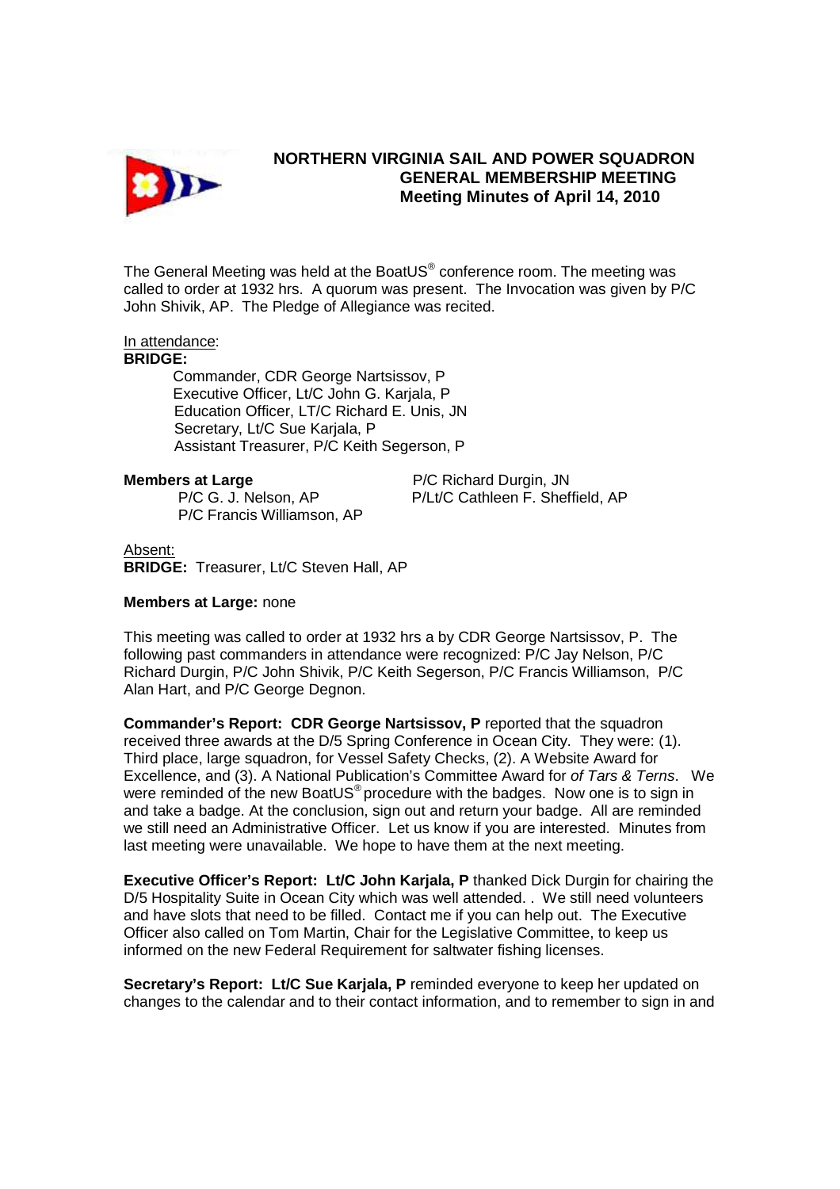# NORTHERN VIRGINIA SAIL AND POWER SQUADRON
## GENERAL MEMBERSHIP MEETING
### Meeting Minutes of April 14, 2010

The General Meeting was held at the BoatUS® conference room. The meeting was called to order at 1932 hrs. A quorum was present. The Invocation was given by P/C John Shivik, AP. The Pledge of Allegiance was recited.

In attendance:

**BRIDGE:**

Commander, CDR George Nartsissov, P
Executive Officer, Lt/C John G. Karjala, P
Education Officer, LT/C Richard E. Unis, JN
Secretary, Lt/C Sue Karjala, P
Assistant Treasurer, P/C Keith Segerson, P

**Members at Large**

P/C G. J. Nelson, AP
P/C Francis Williamson, AP
P/C Richard Durgin, JN
P/Lt/C Cathleen F. Sheffield, AP

Absent:

**BRIDGE:** Treasurer, Lt/C Steven Hall, AP

**Members at Large:** none

This meeting was called to order at 1932 hrs a by CDR George Nartsissov, P. The following past commanders in attendance were recognized: P/C Jay Nelson, P/C Richard Durgin, P/C John Shivik, P/C Keith Segerson, P/C Francis Williamson, P/C Alan Hart, and P/C George Degnon.

**Commander's Report: CDR George Nartsissov, P** reported that the squadron received three awards at the D/5 Spring Conference in Ocean City. They were: (1). Third place, large squadron, for Vessel Safety Checks, (2). A Website Award for Excellence, and (3). A National Publication's Committee Award for *of Tars & Terns*. We were reminded of the new BoatUS® procedure with the badges. Now one is to sign in and take a badge. At the conclusion, sign out and return your badge. All are reminded we still need an Administrative Officer. Let us know if you are interested. Minutes from last meeting were unavailable. We hope to have them at the next meeting.

**Executive Officer's Report: Lt/C John Karjala, P** thanked Dick Durgin for chairing the D/5 Hospitality Suite in Ocean City which was well attended. . We still need volunteers and have slots that need to be filled. Contact me if you can help out. The Executive Officer also called on Tom Martin, Chair for the Legislative Committee, to keep us informed on the new Federal Requirement for saltwater fishing licenses.

**Secretary's Report: Lt/C Sue Karjala, P** reminded everyone to keep her updated on changes to the calendar and to their contact information, and to remember to sign in and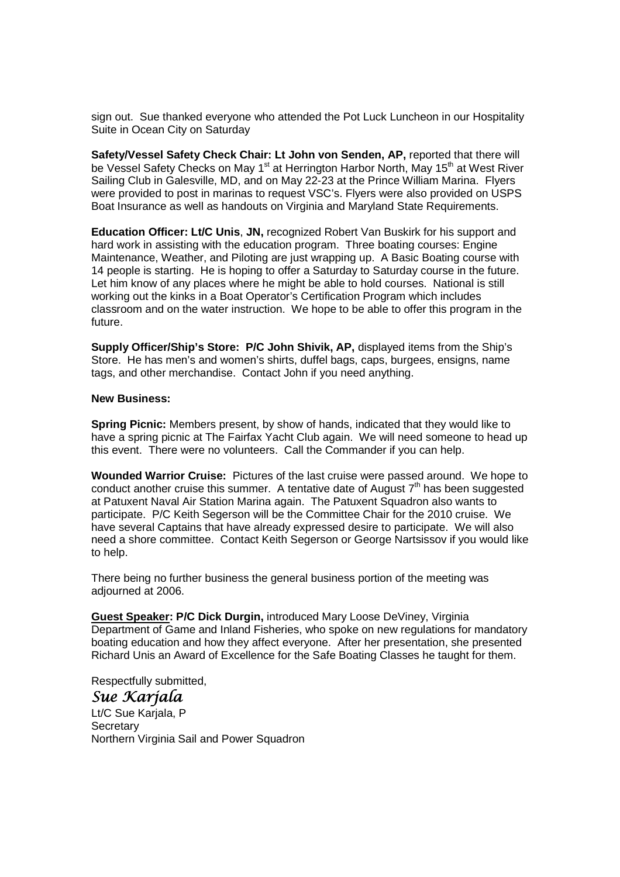sign out. Sue thanked everyone who attended the Pot Luck Luncheon in our Hospitality Suite in Ocean City on Saturday

**Safety/Vessel Safety Check Chair: Lt John von Senden, AP,** reported that there will be Vessel Safety Checks on May 1st at Herrington Harbor North, May 15th at West River Sailing Club in Galesville, MD, and on May 22-23 at the Prince William Marina. Flyers were provided to post in marinas to request VSC's. Flyers were also provided on USPS Boat Insurance as well as handouts on Virginia and Maryland State Requirements.

**Education Officer: Lt/C Unis**, **JN,** recognized Robert Van Buskirk for his support and hard work in assisting with the education program. Three boating courses: Engine Maintenance, Weather, and Piloting are just wrapping up. A Basic Boating course with 14 people is starting. He is hoping to offer a Saturday to Saturday course in the future. Let him know of any places where he might be able to hold courses. National is still working out the kinks in a Boat Operator's Certification Program which includes classroom and on the water instruction. We hope to be able to offer this program in the future.

**Supply Officer/Ship's Store: P/C John Shivik, AP,** displayed items from the Ship's Store. He has men's and women's shirts, duffel bags, caps, burgees, ensigns, name tags, and other merchandise. Contact John if you need anything.

**New Business:**

**Spring Picnic:** Members present, by show of hands, indicated that they would like to have a spring picnic at The Fairfax Yacht Club again. We will need someone to head up this event. There were no volunteers. Call the Commander if you can help.

**Wounded Warrior Cruise:** Pictures of the last cruise were passed around. We hope to conduct another cruise this summer. A tentative date of August 7th has been suggested at Patuxent Naval Air Station Marina again. The Patuxent Squadron also wants to participate. P/C Keith Segerson will be the Committee Chair for the 2010 cruise. We have several Captains that have already expressed desire to participate. We will also need a shore committee. Contact Keith Segerson or George Nartsissov if you would like to help.

There being no further business the general business portion of the meeting was adjourned at 2006.

**Guest Speaker: P/C Dick Durgin,** introduced Mary Loose DeViney, Virginia Department of Game and Inland Fisheries, who spoke on new regulations for mandatory boating education and how they affect everyone. After her presentation, she presented Richard Unis an Award of Excellence for the Safe Boating Classes he taught for them.

Respectfully submitted,

*Sue Karjala*

Lt/C Sue Karjala, P
Secretary
Northern Virginia Sail and Power Squadron